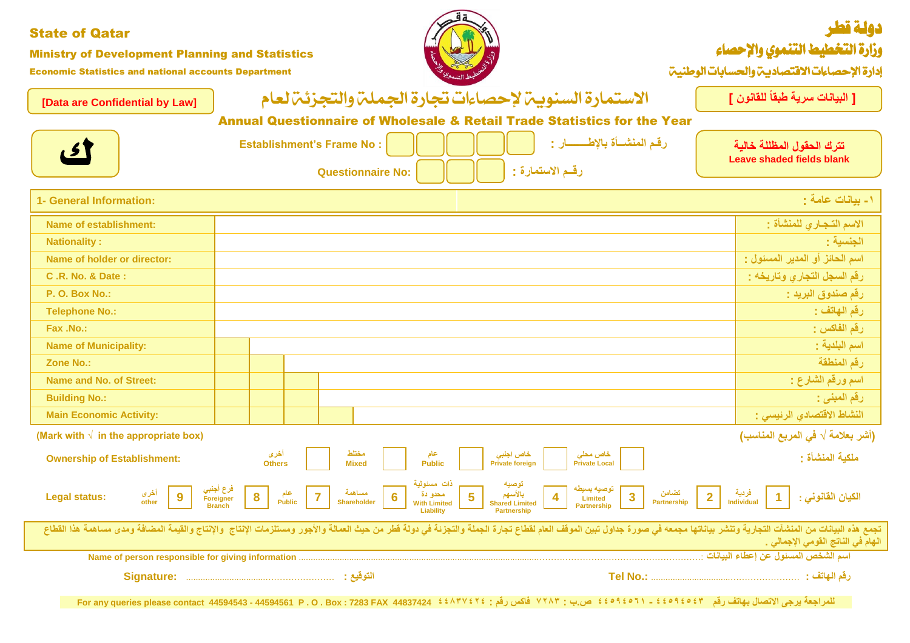State of Qatar
Ministry of Development Planning and Statistics
Economic Statistics and national accounts Department

دولة قطر
وزارة التخطيط التنموي والإحصاء
إدارة الإحصاءات الاقتصادية والحسابات الوطنية

[Data are Confidential by Law]

[ البيانات سرية طبقاً للقانون ]

# الاستمارة السنوية لإحصاءات تجارة الجملة والتجزئة لعام

# Annual Questionnaire of Wholesale & Retail Trade Statistics for the Year

ك

Establishment's Frame No : | | | | | | رقم المنشـأة بالإطـــار :

Questionnaire No: | | | | رقم الاستمارة :

تترك الحقول المظللة خالية
Leave shaded fields blank

## 1- General Information: ١- بيانات عامة :

| | | |
|---|---|---|
| Name of establishment: | | الاسم التجاري للمنشأة : |
| Nationality : | | الجنسية : |
| Name of holder or director: | | اسم الحائز أو المدير المسئول : |
| C .R. No. & Date : | | رقم السجل التجاري وتاريخه : |
| P. O. Box No.: | | رقم صندوق البريد : |
| Telephone No.: | | رقم الهاتف : |
| Fax .No.: | | رقم الفاكس : |
| Name of Municipality: | | اسم البلدية : |
| Zone No.: | | رقم المنطقة : |
| Name and No. of Street: | | اسم ورقم الشارع : |
| Building No.: | | رقم المبنى : |
| Main Economic Activity: | | النشاط الاقتصادي الرئيسي : |

(Mark with √ in the appropriate box) (أشر بعلامة √ في المربع المناسب)

**Ownership of Establishment:** أخرى Others ☐ مختلط Mixed ☐ عام Public ☐ خاص اجنبي Private foreign ☐ خاص محلي Private Local ☐ **ملكية المنشأة :**

**Legal status:** أخرى other 9 فرع اجنبي Foreigner Branch 8 عام Public 7 مساهمة Shareholder 6 ذات مسئولية محدو دة With Limited Liability 5 توصيه بالأسهم Shared Limited Partnership 4 توصيه بسيطه Limited Partnership 3 تضامن Partnership 2 فردية Individual 1 **الكيان القانوني :**

تجمع هذه البيانات من المنشآت التجارية وتنشر بياناتها مجمعه في صورة جداول تبين الموقف العام لقطاع تجارة الجملة والتجزئة في دولة قطر من حيث العمالة والأجور ومستلزمات الإنتاج والإنتاج والقيمة المضافة ومدى مساهمة هذا القطاع الهام في الناتج القومي الإجمالي .

Name of person responsible for giving information ..........................................................: اسم الشخص المسئول عن إعطاء البيانات

Signature: ........................................ : التوقيع Tel No.: ........................................ : رقم الهاتف

For any queries please contact 44594543 - 44594561 P . O . Box : 7283 FAX 44837424 للمراجعة يرجى الاتصال بهاتف رقم ٤٤٥٩٤٥٤٣ - ٤٤٥٩٤٥٦١ ص.ب : ٧٢٨٣ فاكس رقم : ٤٤٨٣٧٤٢٤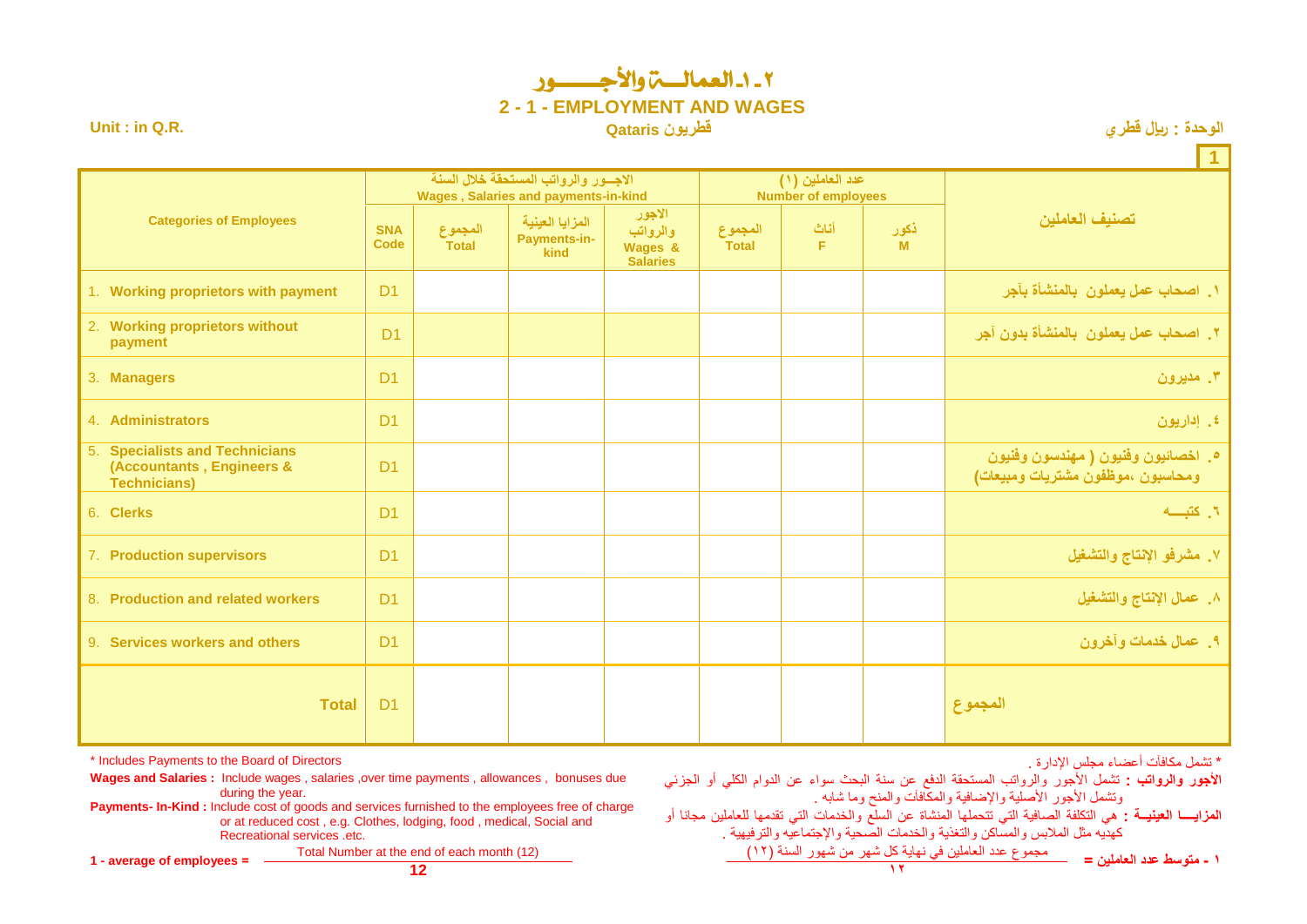## ٢-١-العمالــة والأجــــــور

## 2 - 1 - EMPLOYMENT AND WAGES

Unit : in Q.R. — قطريون Qataris — الوحدة : ريال قطري

1

| Categories of Employees | SNA Code | الاجـــور والرواتب المستحقة خلال السنة Wages , Salaries and payments-in-kind | | | عدد العاملين (١) Number of employees | | | تصنيف العاملين |
|---|---|---|---|---|---|---|---|---|
| | | المجموع Total | المزايا العينية Payments-in-kind | الاجور والرواتب Wages & Salaries | المجموع Total | أناث F | ذكور M | |
| 1. Working proprietors with payment | D1 | | | | | | | ١. اصحاب عمل يعملون بالمنشأة بآجر |
| 2. Working proprietors without payment | D1 | | | | | | | ٢. اصحاب عمل يعملون بالمنشأة بدون آجر |
| 3. Managers | D1 | | | | | | | ٣. مديرون |
| 4. Administrators | D1 | | | | | | | ٤. إداريون |
| 5. Specialists and Technicians (Accountants , Engineers & Technicians) | D1 | | | | | | | ٥. اخصائيون وفنيون ( مهندسون وفنيون ومحاسبون ،موظفون مشتريات ومبيعات) |
| 6. Clerks | D1 | | | | | | | ٦. كتبـــه |
| 7. Production supervisors | D1 | | | | | | | ٧. مشرفو الإنتاج والتشغيل |
| 8. Production and related workers | D1 | | | | | | | ٨. عمال الإنتاج والتشغيل |
| 9. Services workers and others | D1 | | | | | | | ٩. عمال خدمات وآخرون |
| Total | D1 | | | | | | | المجموع |

\* Includes Payments to the Board of Directors

**Wages and Salaries :** Include wages , salaries ,over time payments , allowances , bonuses due during the year.

**Payments- In-Kind :** Include cost of goods and services furnished to the employees free of charge or at reduced cost , e.g. Clothes, lodging, food , medical, Social and Recreational services .etc.

**1 - average of employees =** Total Number at the end of each month (12) / **12**

\* تشمل مكافآت أعضاء مجلس الإدارة .

**الأجور والرواتب :** تشمل الأجور والرواتب المستحقة الدفع عن سنة البحث سواء عن الدوام الكلي أو الجزئي وتشمل الأجور الأصلية والإضافية والمكافآت والمنح وما شابه .

**المزايـــا العينيــة :** هي التكلفة الصافية التي تتحملها المنشاة عن السلع والخدمات التي تقدمها للعاملين مجانا أو كهديه مثل الملابس والمساكن والتغذية والخدمات الصحية والإجتماعيه والترفيهية .

**١ - متوسط عدد العاملين =** مجموع عدد العاملين في نهاية كل شهر من شهور السنة (١٢) / ١٢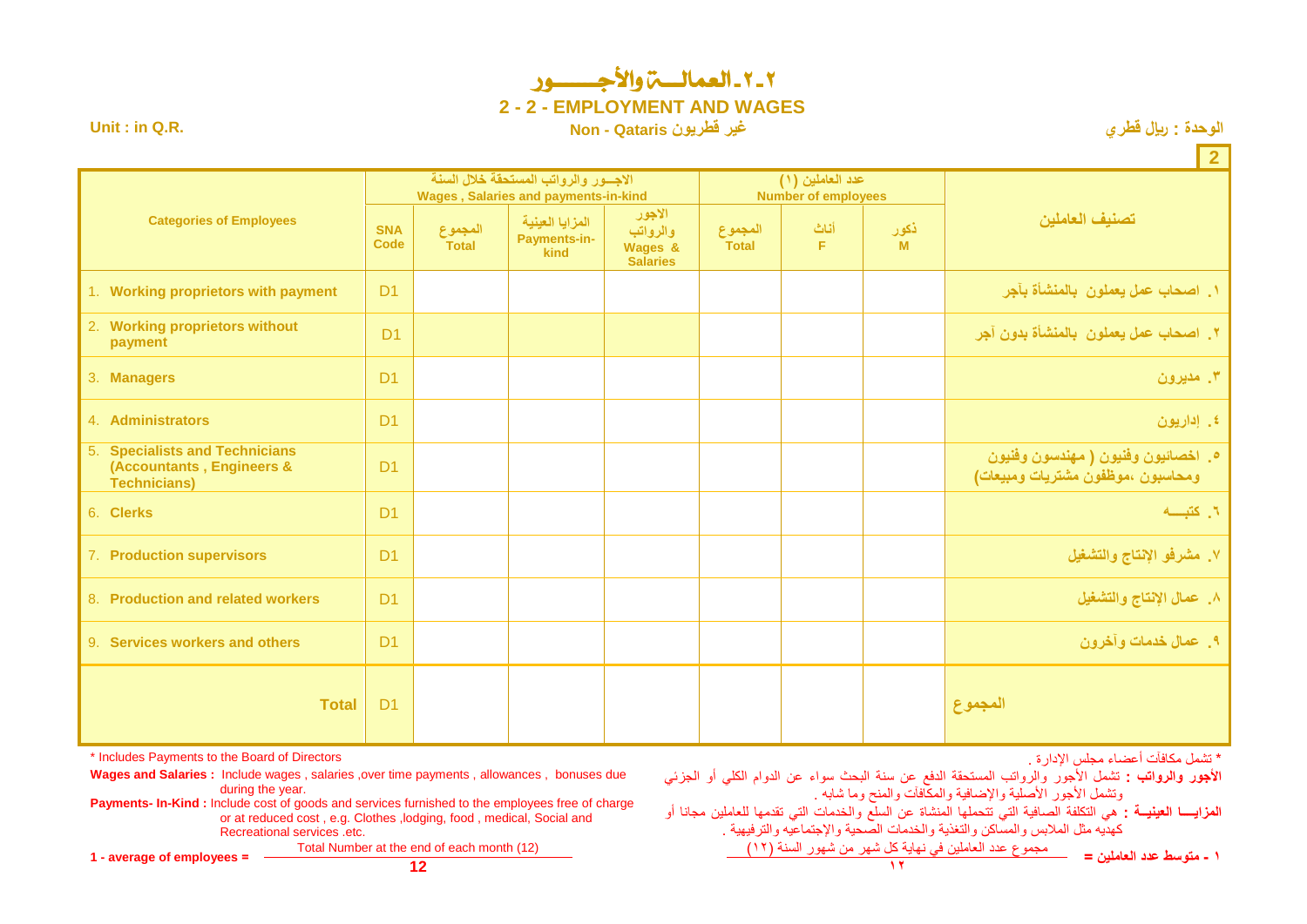# ٢-٢-العمالـــة والأجـــــور

## 2 - 2 - EMPLOYMENT AND WAGES

Unit : in Q.R.

Non - Qataris غير قطريون

الوحدة : ريال قطري

2

| Categories of Employees | SNA Code | المجموع Total | المزايا العينية Payments-in-kind | الاجور والرواتب Wages & Salaries | المجموع Total | أناث F | ذكور M | تصنيف العاملين |
|---|---|---|---|---|---|---|---|---|
| | | الاجـــور والرواتب المستحقة خلال السنة Wages , Salaries and payments-in-kind | | | عدد العاملين (١) Number of employees | | | |
| 1. Working proprietors with payment | D1 | | | | | | | ١. اصحاب عمل يعملون بالمنشأة بآجر |
| 2. Working proprietors without payment | D1 | | | | | | | ٢. اصحاب عمل يعملون بالمنشأة بدون آجر |
| 3. Managers | D1 | | | | | | | ٣. مديرون |
| 4. Administrators | D1 | | | | | | | ٤. إداريون |
| 5. Specialists and Technicians (Accountants , Engineers & Technicians) | D1 | | | | | | | ٥. اخصائيون وفنيون ( مهندسون وفنيون ومحاسبون ،موظفون مشتريات ومبيعات) |
| 6. Clerks | D1 | | | | | | | ٦. كتبـــه |
| 7. Production supervisors | D1 | | | | | | | ٧. مشرفو الإنتاج والتشغيل |
| 8. Production and related workers | D1 | | | | | | | ٨. عمال الإنتاج والتشغيل |
| 9. Services workers and others | D1 | | | | | | | ٩. عمال خدمات وآخرون |
| Total | D1 | | | | | | | المجموع |

\* Includes Payments to the Board of Directors

**Wages and Salaries :** Include wages , salaries ,over time payments , allowances , bonuses due during the year.

**Payments- In-Kind :** Include cost of goods and services furnished to the employees free of charge or at reduced cost , e.g. Clothes ,lodging, food , medical, Social and Recreational services .etc.

**1 - average of employees =** $\frac{\text{Total Number at the end of each month (12)}}{12}$

\* تشمل مكافآت أعضاء مجلس الإدارة .

**الأجور والرواتب :** تشمل الأجور والرواتب المستحقة الدفع عن سنة البحث سواء عن الدوام الكلي أو الجزئي وتشمل الأجور الأصلية والإضافية والمكافآت والمنح وما شابه .

**المزايـــا العينيــة :** هي التكلفة الصافية التي تتحملها المنشاة عن السلع والخدمات التي تقدمها للعاملين مجانا أو كهديه مثل الملابس والمساكن والتغذية والخدمات الصحية والإجتماعيه والترفيهية .

**١ - متوسط عدد العاملين =** مجموع عدد العاملين في نهاية كل شهر من شهور السنة (١٢) / ١٢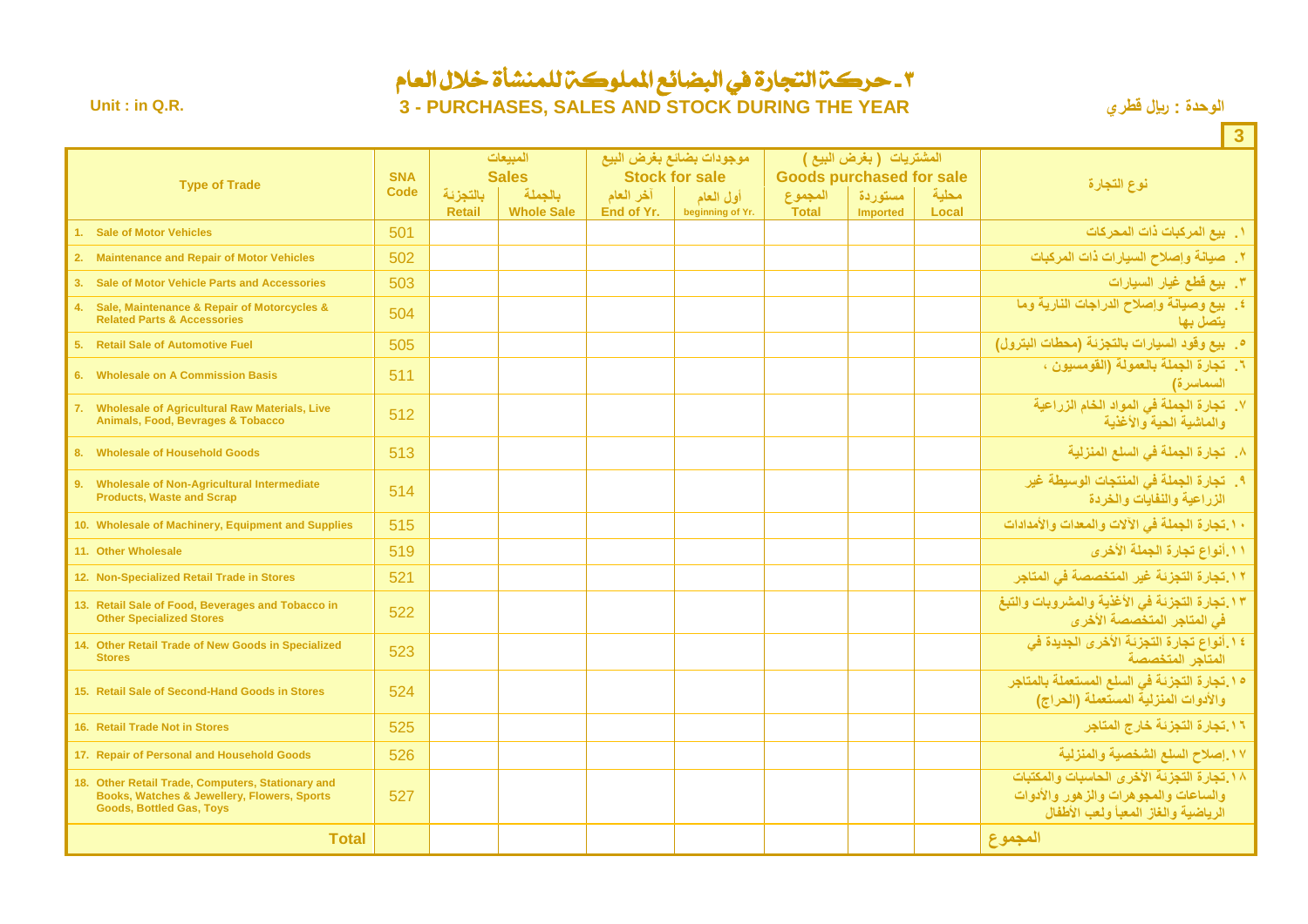# ٣ ـ حركة التجارة في البضائع المملوكة للمنشأة خلال العام

**Unit : in Q.R.** — **3 - PURCHASES, SALES AND STOCK DURING THE YEAR** — **الوحدة : ريال قطري**

**3**

| Type of Trade | SNA Code | المبيعات Sales | | موجودات بضائع بغرض البيع Stock for sale | | المشتريات ( بغرض البيع ) Goods purchased for sale | | | نوع التجارة |
|---|---|---|---|---|---|---|---|---|---|
| | | بالتجزئة Retail | بالجملة Whole Sale | آخر العام End of Yr. | أول العام beginning of Yr. | المجموع Total | مستوردة Imported | محلية Local | |
| 1. Sale of Motor Vehicles | 501 | | | | | | | | ١. بيع المركبات ذات المحركات |
| 2. Maintenance and Repair of Motor Vehicles | 502 | | | | | | | | ٢. صيانة وإصلاح السيارات ذات المركبات |
| 3. Sale of Motor Vehicle Parts and Accessories | 503 | | | | | | | | ٣. بيع قطع غيار السيارات |
| 4. Sale, Maintenance & Repair of Motorcycles & Related Parts & Accessories | 504 | | | | | | | | ٤. بيع وصيانة وإصلاح الدراجات النارية وما يتصل بها |
| 5. Retail Sale of Automotive Fuel | 505 | | | | | | | | ٥. بيع وقود السيارات بالتجزئة (محطات البترول) |
| 6. Wholesale on A Commission Basis | 511 | | | | | | | | ٦. تجارة الجملة بالعمولة (القومسيون ، السماسرة) |
| 7. Wholesale of Agricultural Raw Materials, Live Animals, Food, Bevrages & Tobacco | 512 | | | | | | | | ٧. تجارة الجملة في المواد الخام الزراعية والماشية الحية والأغذية |
| 8. Wholesale of Household Goods | 513 | | | | | | | | ٨. تجارة الجملة في السلع المنزلية |
| 9. Wholesale of Non-Agricultural Intermediate Products, Waste and Scrap | 514 | | | | | | | | ٩. تجارة الجملة في المنتجات الوسيطة غير الزراعية والنفايات والخردة |
| 10. Wholesale of Machinery, Equipment and Supplies | 515 | | | | | | | | ١٠.تجارة الجملة في الآلات والمعدات والأمدادات |
| 11. Other Wholesale | 519 | | | | | | | | ١١.أنواع تجارة الجملة الأخرى |
| 12. Non-Specialized Retail Trade in Stores | 521 | | | | | | | | ١٢.تجارة التجزئة غير المتخصصة في المتاجر |
| 13. Retail Sale of Food, Beverages and Tobacco in Other Specialized Stores | 522 | | | | | | | | ١٣.تجارة التجزئة في الأغذية والمشروبات والتبغ في المتاجر المتخصصة الأخرى |
| 14. Other Retail Trade of New Goods in Specialized Stores | 523 | | | | | | | | ١٤.أنواع تجارة التجزئة الأخرى الجديدة في المتاجر المتخصصة |
| 15. Retail Sale of Second-Hand Goods in Stores | 524 | | | | | | | | ١٥.تجارة التجزئة في السلع المستعملة بالمتاجر والأدوات المنزلية المستعملة (الحراج) |
| 16. Retail Trade Not in Stores | 525 | | | | | | | | ١٦.تجارة التجزئة خارج المتاجر |
| 17. Repair of Personal and Household Goods | 526 | | | | | | | | ١٧.إصلاح السلع الشخصية والمنزلية |
| 18. Other Retail Trade, Computers, Stationary and Books, Watches & Jewellery, Flowers, Sports Goods, Bottled Gas, Toys | 527 | | | | | | | | ١٨.تجارة التجزئة الأخرى الحاسبات والمكتبات والساعات والمجوهرات والزهور والأدوات الرياضية والغاز المعبأ ولعب الأطفال |
| **Total** | | | | | | | | | **المجموع** |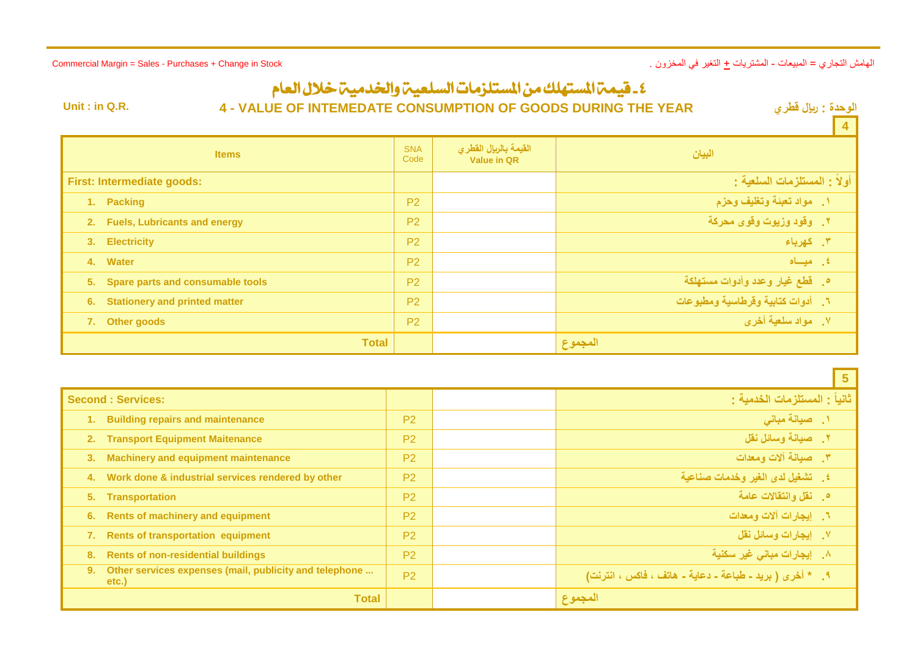Commercial Margin = Sales - Purchases + Change in Stock

الهامش التجاري = المبيعات - المشتريات + التغير في المخزون .

# ٤ ـ قيمة المستهلك من المستلزمات السلعية والخدمية خلال العام

## 4 - VALUE OF INTEMEDATE CONSUMPTION OF GOODS DURING THE YEAR

Unit : in Q.R.

الوحدة : ريال قطري

**4**

| Items | SNA Code | القيمة بالريال القطري Value in QR | البيان |
|---|---|---|---|
| **First: Intermediate goods:** | | | **أولاً : المستلزمات السلعية :** |
| 1. Packing | P2 | | ١. مواد تعبئة وتغليف وحزم |
| 2. Fuels, Lubricants and energy | P2 | | ٢. وقود وزيوت وقوى محركة |
| 3. Electricity | P2 | | ٣. كهرباء |
| 4. Water | P2 | | ٤. ميــاه |
| 5. Spare parts and consumable tools | P2 | | ٥. قطع غيار وعدد وأدوات مستهلكة |
| 6. Stationery and printed matter | P2 | | ٦. أدوات كتابية وقرطاسية ومطبوعات |
| 7. Other goods | P2 | | ٧. مواد سلعية أخرى |
| **Total** | | | **المجموع** |

**5**

| Items | SNA Code | القيمة بالريال القطري Value in QR | البيان |
|---|---|---|---|
| **Second : Services:** | | | **ثانياً : المستلزمات الخدمية :** |
| 1. Building repairs and maintenance | P2 | | ١. صيانة مباني |
| 2. Transport Equipment Maitenance | P2 | | ٢. صيانة وسائل نقل |
| 3. Machinery and equipment maintenance | P2 | | ٣. صيانة آلات ومعدات |
| 4. Work done & industrial services rendered by other | P2 | | ٤. تشغيل لدى الغير وخدمات صناعية |
| 5. Transportation | P2 | | ٥. نقل وانتقالات عامة |
| 6. Rents of machinery and equipment | P2 | | ٦. إيجارات آلات ومعدات |
| 7. Rents of transportation equipment | P2 | | ٧. إيجارات وسائل نقل |
| 8. Rents of non-residential buildings | P2 | | ٨. إيجارات مباني غير سكنية |
| 9. Other services expenses (mail, publicity and telephone ... etc.) | P2 | | ٩. * أخرى ( بريد ـ طباعة ـ دعاية ـ هاتف ، فاكس ، انترنت) |
| **Total** | | | **المجموع** |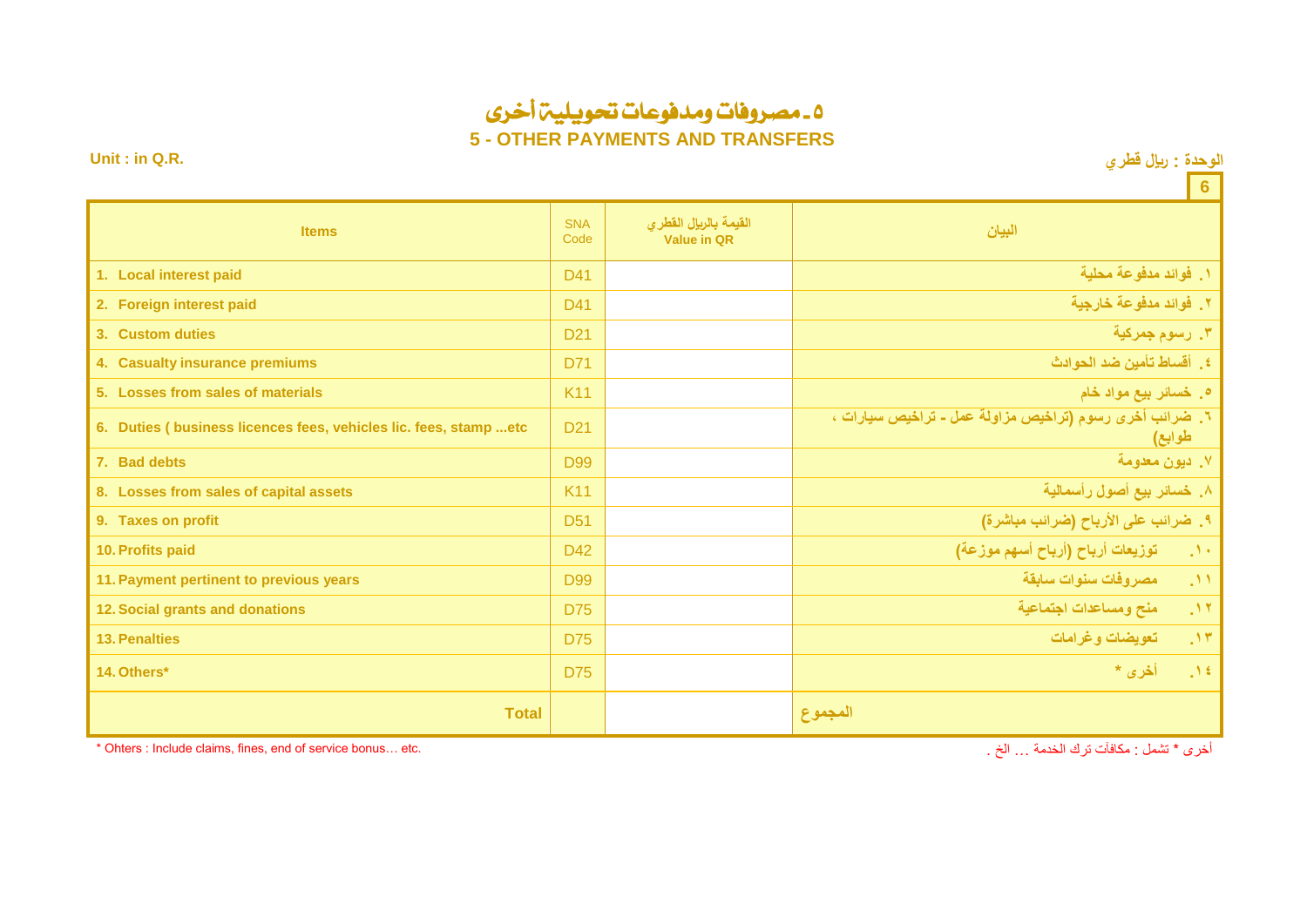# ٥ـ مصروفات ومدفوعات تحويلية أخرى

## 5 - OTHER PAYMENTS AND TRANSFERS

Unit : in Q.R.

الوحدة : ريال قطري

| Items | SNA Code | القيمة بالريال القطري Value in QR | البيان |
|---|---|---|---|
| 1. Local interest paid | D41 | | ١. فوائد مدفوعة محلية |
| 2. Foreign interest paid | D41 | | ٢. فوائد مدفوعة خارجية |
| 3. Custom duties | D21 | | ٣. رسوم جمركية |
| 4. Casualty insurance premiums | D71 | | ٤. أقساط تأمين ضد الحوادث |
| 5. Losses from sales of materials | K11 | | ٥. خسائر بيع مواد خام |
| 6. Duties ( business licences fees, vehicles lic. fees, stamp ...etc | D21 | | ٦. ضرائب أخرى رسوم (تراخيص مزاولة عمل - تراخيص سيارات ، طوابع) |
| 7. Bad debts | D99 | | ٧. ديون معدومة |
| 8. Losses from sales of capital assets | K11 | | ٨. خسائر بيع أصول رأسمالية |
| 9. Taxes on profit | D51 | | ٩. ضرائب على الأرباح (ضرائب مباشرة) |
| 10. Profits paid | D42 | | ١٠. توزيعات أرباح (أرباح أسهم موزعة) |
| 11. Payment pertinent to previous years | D99 | | ١١. مصروفات سنوات سابقة |
| 12. Social grants and donations | D75 | | ١٢. منح ومساعدات اجتماعية |
| 13. Penalties | D75 | | ١٣. تعويضات وغرامات |
| 14. Others* | D75 | | ١٤. أخرى * |
| **Total** | | | **المجموع** |

* Ohters : Include claims, fines, end of service bonus… etc.

أخرى * تشمل : مكافآت ترك الخدمة ... الخ .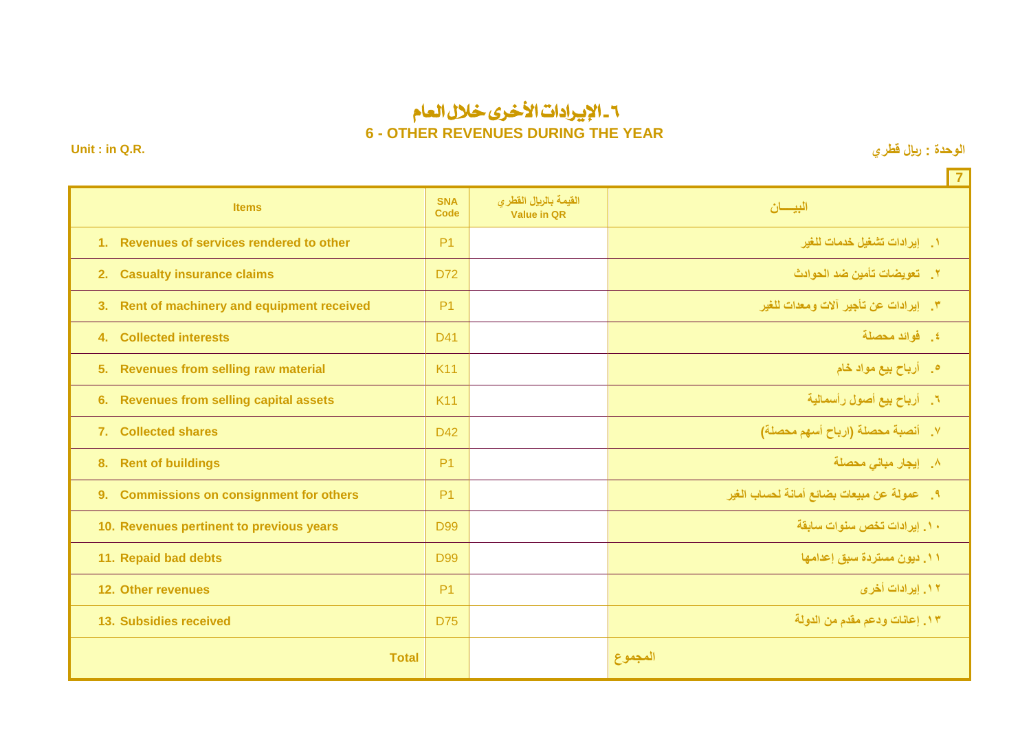# ٦ـ الإيرادات الأخرى خلال العام

## 6 - OTHER REVENUES DURING THE YEAR

Unit : in Q.R.

الوحدة : ريال قطري

| Items | SNA Code | القيمة بالريال القطري Value in QR | البيـــان |
|---|---|---|---|
| 1. Revenues of services rendered to other | P1 | | ١. إيرادات تشغيل خدمات للغير |
| 2. Casualty insurance claims | D72 | | ٢. تعويضات تأمين ضد الحوادث |
| 3. Rent of machinery and equipment received | P1 | | ٣. إيرادات عن تأجير آلات ومعدات للغير |
| 4. Collected interests | D41 | | ٤. فوائد محصلة |
| 5. Revenues from selling raw material | K11 | | ٥. أرباح بيع مواد خام |
| 6. Revenues from selling capital assets | K11 | | ٦. أرباح بيع أصول رأسمالية |
| 7. Collected shares | D42 | | ٧. أنصبة محصلة (ارباح أسهم محصلة) |
| 8. Rent of buildings | P1 | | ٨. إيجار مباني محصلة |
| 9. Commissions on consignment for others | P1 | | ٩. عمولة عن مبيعات بضائع أمانة لحساب الغير |
| 10. Revenues pertinent to previous years | D99 | | ١٠. إيرادات تخص سنوات سابقة |
| 11. Repaid bad debts | D99 | | ١١. ديون مستردة سبق إعدامها |
| 12. Other revenues | P1 | | ١٢. إيرادات أخرى |
| 13. Subsidies received | D75 | | ١٣. إعانات ودعم مقدم من الدولة |
| Total | | | المجموع |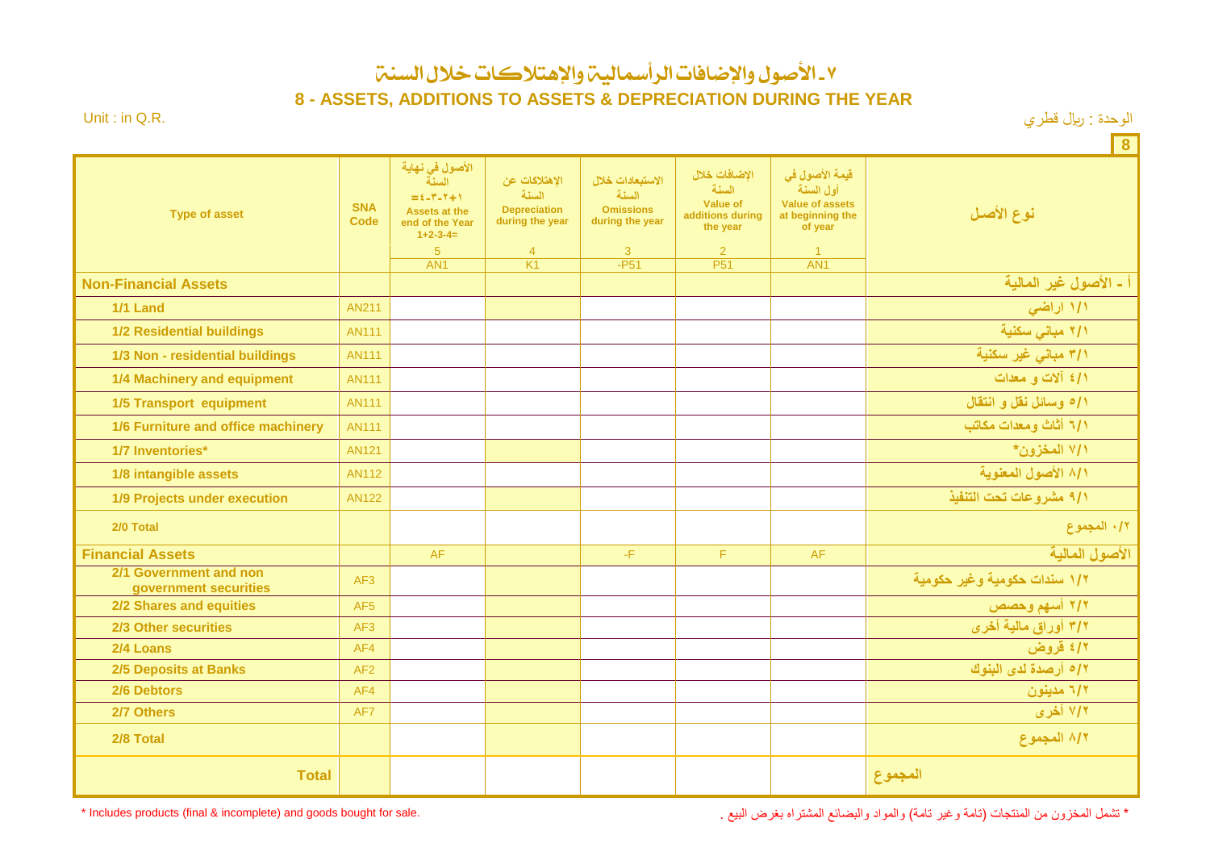# ٧ـ الأصول والإضافات الرأسمالية والإهتلاكات خلال السنة

## 8 - ASSETS, ADDITIONS TO ASSETS & DEPRECIATION DURING THE YEAR

Unit : in Q.R. الوحدة : ريال قطري

8

| Type of asset | SNA Code | الأصول في نهاية السنة =١+٢-٣-٤ Assets at the end of the Year 1+2-3-4= 5 AN1 | الإهتلاكات عن السنة Depreciation during the year 4 K1 | الاستبعادات خلال السنة Omissions during the year 3 -P51 | الإضافات خلال السنة Value of additions during the year 2 P51 | قيمة الأصول في أول السنة Value of assets at beginning the of year 1 AN1 | نوع الأصل |
|---|---|---|---|---|---|---|---|
| **Non-Financial Assets** | | | | | | | أ - الأصول غير المالية |
| 1/1 Land | AN211 | | | | | | ١/١ اراضي |
| 1/2 Residential buildings | AN111 | | | | | | ٢/١ مباني سكنية |
| 1/3 Non - residential buildings | AN111 | | | | | | ٣/١ مباني غير سكنية |
| 1/4 Machinery and equipment | AN111 | | | | | | ٤/١ آلات و معدات |
| 1/5 Transport equipment | AN111 | | | | | | ٥/١ وسائل نقل و انتقال |
| 1/6 Furniture and office machinery | AN111 | | | | | | ٦/١ أثاث ومعدات مكاتب |
| 1/7 Inventories* | AN121 | | | | | | ٧/١ المخزون* |
| 1/8 intangible assets | AN112 | | | | | | ٨/١ الأصول المعنوية |
| 1/9 Projects under execution | AN122 | | | | | | ٩/١ مشروعات تحت التنفيذ |
| 2/0 Total | | | | | | | ٠/٢ المجموع |
| **Financial Assets** | | AF | | -F | F | AF | الأصول المالية |
| 2/1 Government and non government securities | AF3 | | | | | | ١/٢ سندات حكومية وغير حكومية |
| 2/2 Shares and equities | AF5 | | | | | | ٢/٢ أسهم وحصص |
| 2/3 Other securities | AF3 | | | | | | ٣/٢ أوراق مالية أخرى |
| 2/4 Loans | AF4 | | | | | | ٤/٢ قروض |
| 2/5 Deposits at Banks | AF2 | | | | | | ٥/٢ أرصدة لدى البنوك |
| 2/6 Debtors | AF4 | | | | | | ٦/٢ مدينون |
| 2/7 Others | AF7 | | | | | | ٧/٢ أخرى |
| 2/8 Total | | | | | | | ٨/٢ المجموع |
| **Total** | | | | | | | المجموع |

\* Includes products (final & incomplete) and goods bought for sale.

\* تشمل المخزون من المنتجات (تامة وغير تامة) والمواد والبضائع المشتراه بغرض البيع .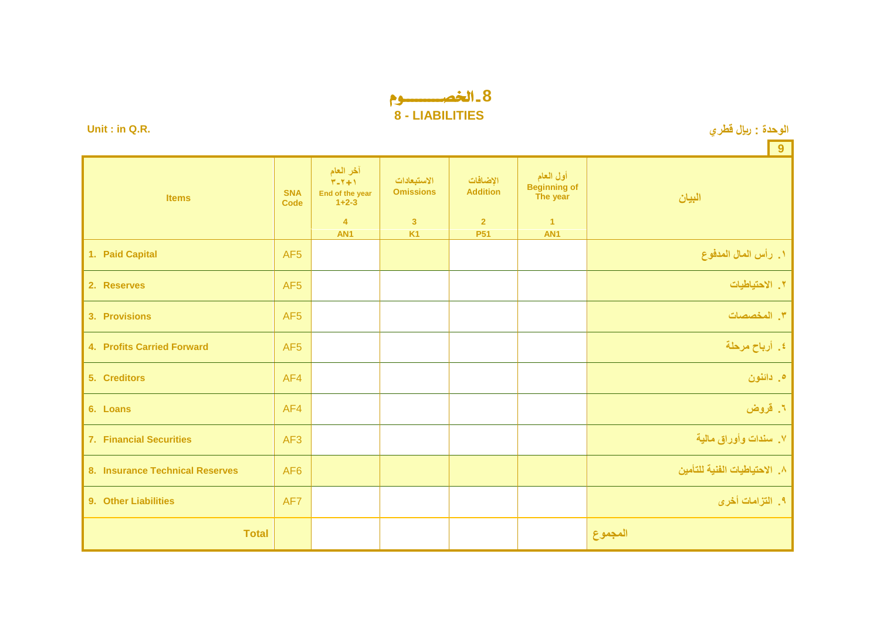# 8- الخصـــــــوم

## 8 - LIABILITIES

Unit : in Q.R. الوحدة : ريال قطري

| Items | SNA Code | آخر العام ٣-٢+١ End of the year 1+2-3 4 AN1 | الاستبعادات Omissions 3 K1 | الإضافات Addition 2 P51 | أول العام Beginning of The year 1 AN1 | البيان |
|---|---|---|---|---|---|---|
| 1. Paid Capital | AF5 | | | | | ١. رأس المال المدفوع |
| 2. Reserves | AF5 | | | | | ٢. الاحتياطيات |
| 3. Provisions | AF5 | | | | | ٣. المخصصات |
| 4. Profits Carried Forward | AF5 | | | | | ٤. أرباح مرحلة |
| 5. Creditors | AF4 | | | | | ٥. دائنون |
| 6. Loans | AF4 | | | | | ٦. قروض |
| 7. Financial Securities | AF3 | | | | | ٧. سندات وأوراق مالية |
| 8. Insurance Technical Reserves | AF6 | | | | | ٨. الاحتياطيات الفنية للتأمين |
| 9. Other Liabilities | AF7 | | | | | ٩. التزامات أخرى |
| Total | | | | | | المجموع |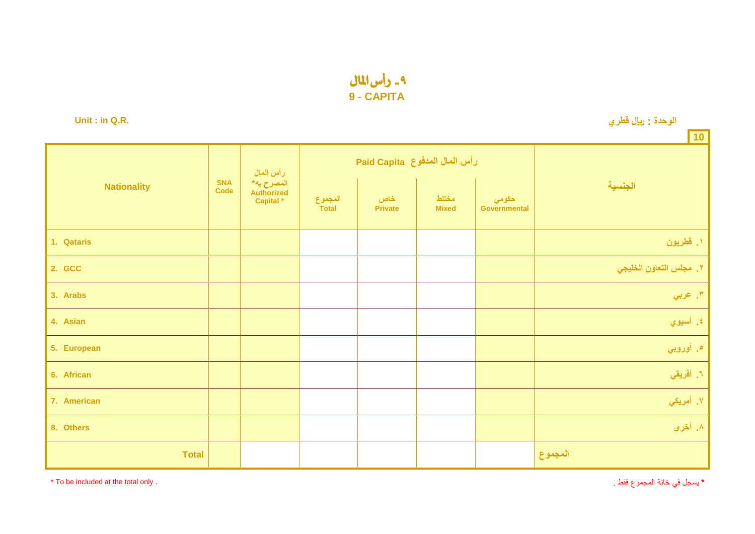# ٩ـ رأس المال
## 9 - CAPITA

Unit : in Q.R.

الوحدة : ريال قطري

| Nationality | SNA Code | رأس المال المصرح به* Authorized Capital * | Paid Capita رأس المال المدفوع | | | | الجنسية |
|---|---|---|---|---|---|---|---|
| | | | المجموع Total | خاص Private | مختلط Mixed | حكومي Governmental | |
| 1. Qataris | | | | | | | ١. قطريون |
| 2. GCC | | | | | | | ٢. مجلس التعاون الخليجي |
| 3. Arabs | | | | | | | ٣. عربي |
| 4. Asian | | | | | | | ٤. أسيوي |
| 5. European | | | | | | | ٥. أوروبي |
| 6. African | | | | | | | ٦. أفريقي |
| 7. American | | | | | | | ٧. أمريكي |
| 8. Others | | | | | | | ٨. أخرى |
| Total | | | | | | | المجموع |

* To be included at the total only .

* يسجل في خانة المجموع فقط .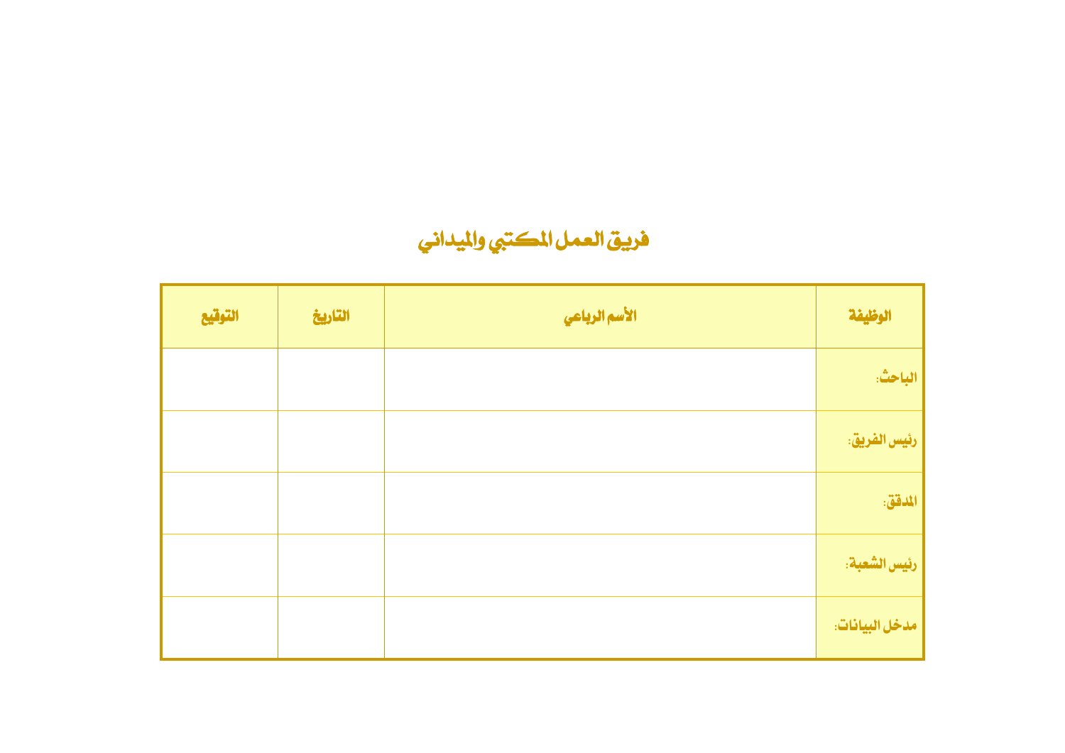## فريق العمل المكتبي والميداني

| الوظيفة | الأسم الرباعي | التاريخ | التوقيع |
|---|---|---|---|
| الباحث: | | | |
| رئيس الفريق: | | | |
| المدقق: | | | |
| رئيس الشعبة: | | | |
| مدخل البيانات: | | | |